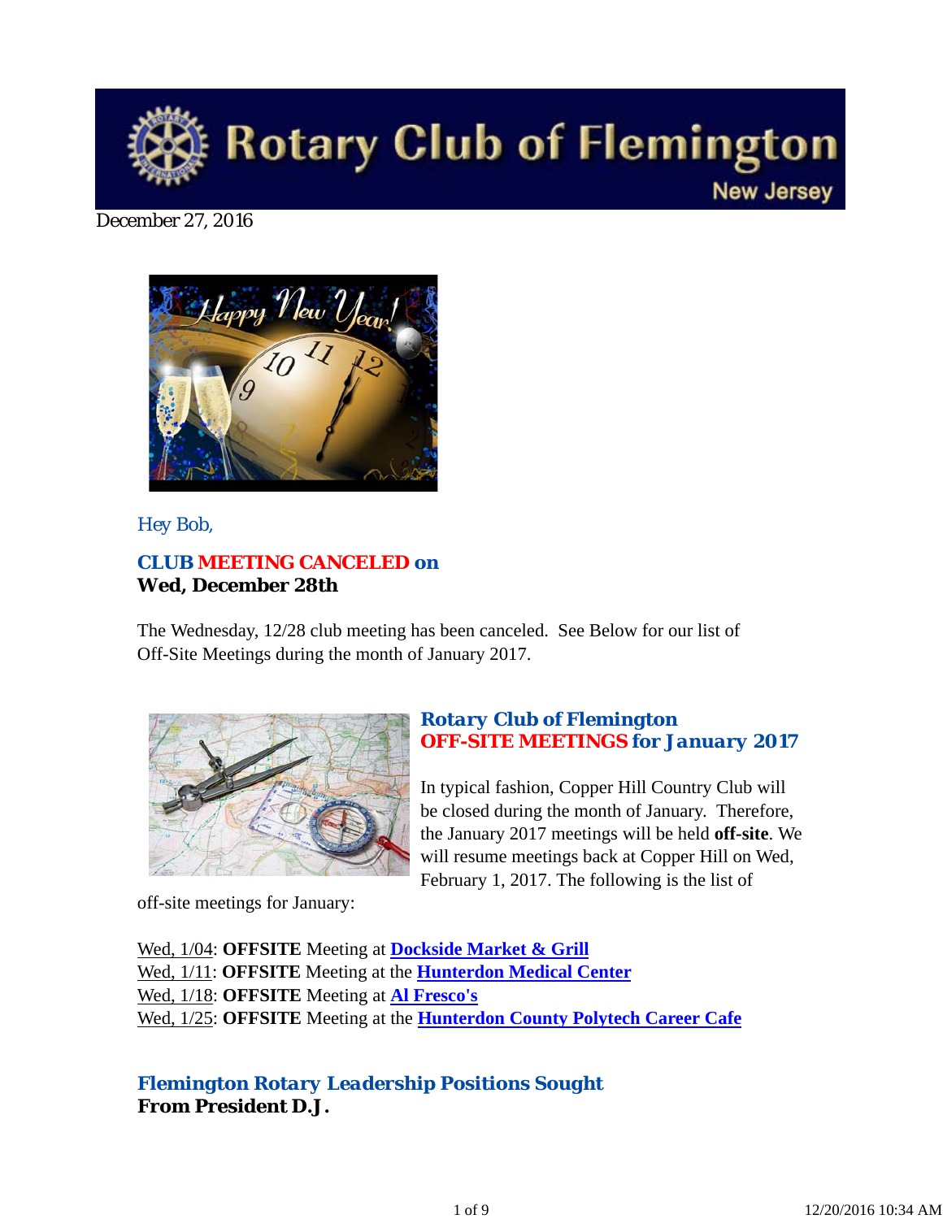# Rotary Club of Flemington

New Jersey

December 27, 2016

Hey Bob,

## CLUB MEETING CANCELED on
**Wed, December 28th**

The Wednesday, 12/28 club meeting has been canceled. See Below for our list of Off-Site Meetings during the month of January 2017.

## Rotary Club of Flemington
## OFF-SITE MEETINGS for January 2017

In typical fashion, Copper Hill Country Club will be closed during the month of January. Therefore, the January 2017 meetings will be held **off-site**. We will resume meetings back at Copper Hill on Wed, February 1, 2017. The following is the list of off-site meetings for January:

Wed, 1/04: **OFFSITE** Meeting at **Dockside Market & Grill**
Wed, 1/11: **OFFSITE** Meeting at the **Hunterdon Medical Center**
Wed, 1/18: **OFFSITE** Meeting at **Al Fresco's**
Wed, 1/25: **OFFSITE** Meeting at the **Hunterdon County Polytech Career Cafe**

## Flemington Rotary Leadership Positions Sought
**From President D.J.**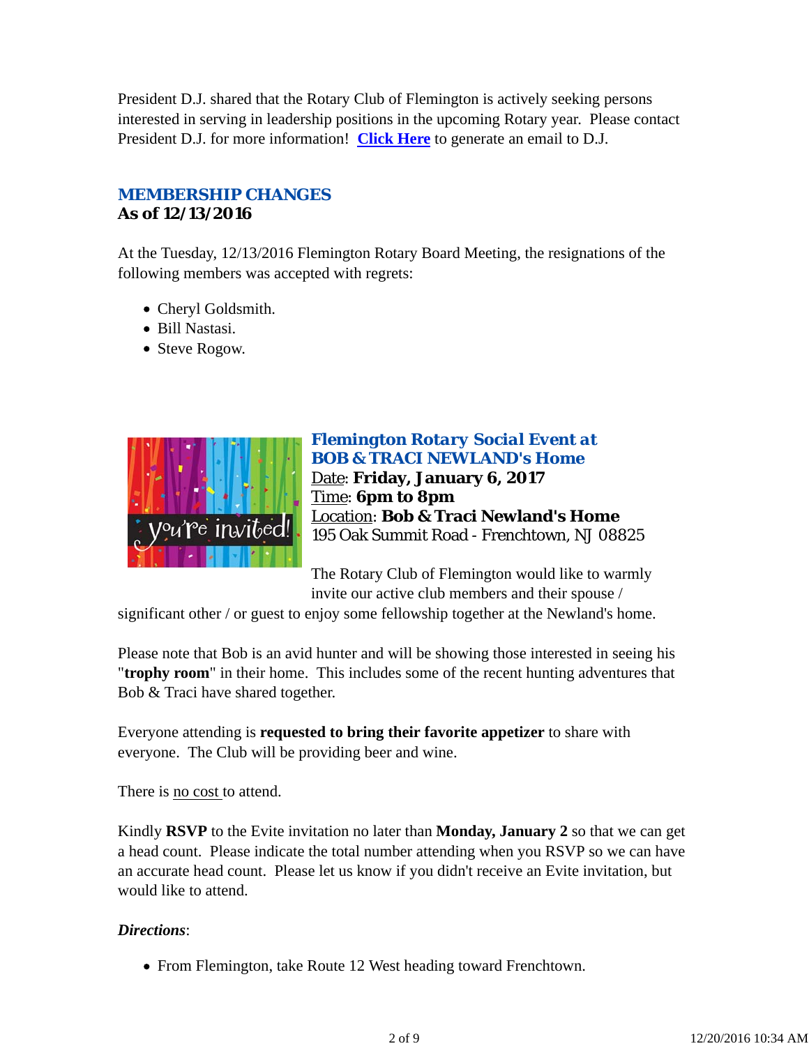President D.J. shared that the Rotary Club of Flemington is actively seeking persons interested in serving in leadership positions in the upcoming Rotary year. Please contact President D.J. for more information! **Click Here** to generate an email to D.J.

## MEMBERSHIP CHANGES

**As of 12/13/2016**

At the Tuesday, 12/13/2016 Flemington Rotary Board Meeting, the resignations of the following members was accepted with regrets:

- Cheryl Goldsmith.
- Bill Nastasi.
- Steve Rogow.

## Flemington Rotary Social Event at BOB & TRACI NEWLAND's Home

Date: **Friday, January 6, 2017**
Time: **6pm to 8pm**
Location: **Bob & Traci Newland's Home**
195 Oak Summit Road - Frenchtown, NJ 08825

The Rotary Club of Flemington would like to warmly invite our active club members and their spouse / significant other / or guest to enjoy some fellowship together at the Newland's home.

Please note that Bob is an avid hunter and will be showing those interested in seeing his "**trophy room**" in their home. This includes some of the recent hunting adventures that Bob & Traci have shared together.

Everyone attending is **requested to bring their favorite appetizer** to share with everyone. The Club will be providing beer and wine.

There is no cost to attend.

Kindly **RSVP** to the Evite invitation no later than **Monday, January 2** so that we can get a head count. Please indicate the total number attending when you RSVP so we can have an accurate head count. Please let us know if you didn't receive an Evite invitation, but would like to attend.

***Directions***:

- From Flemington, take Route 12 West heading toward Frenchtown.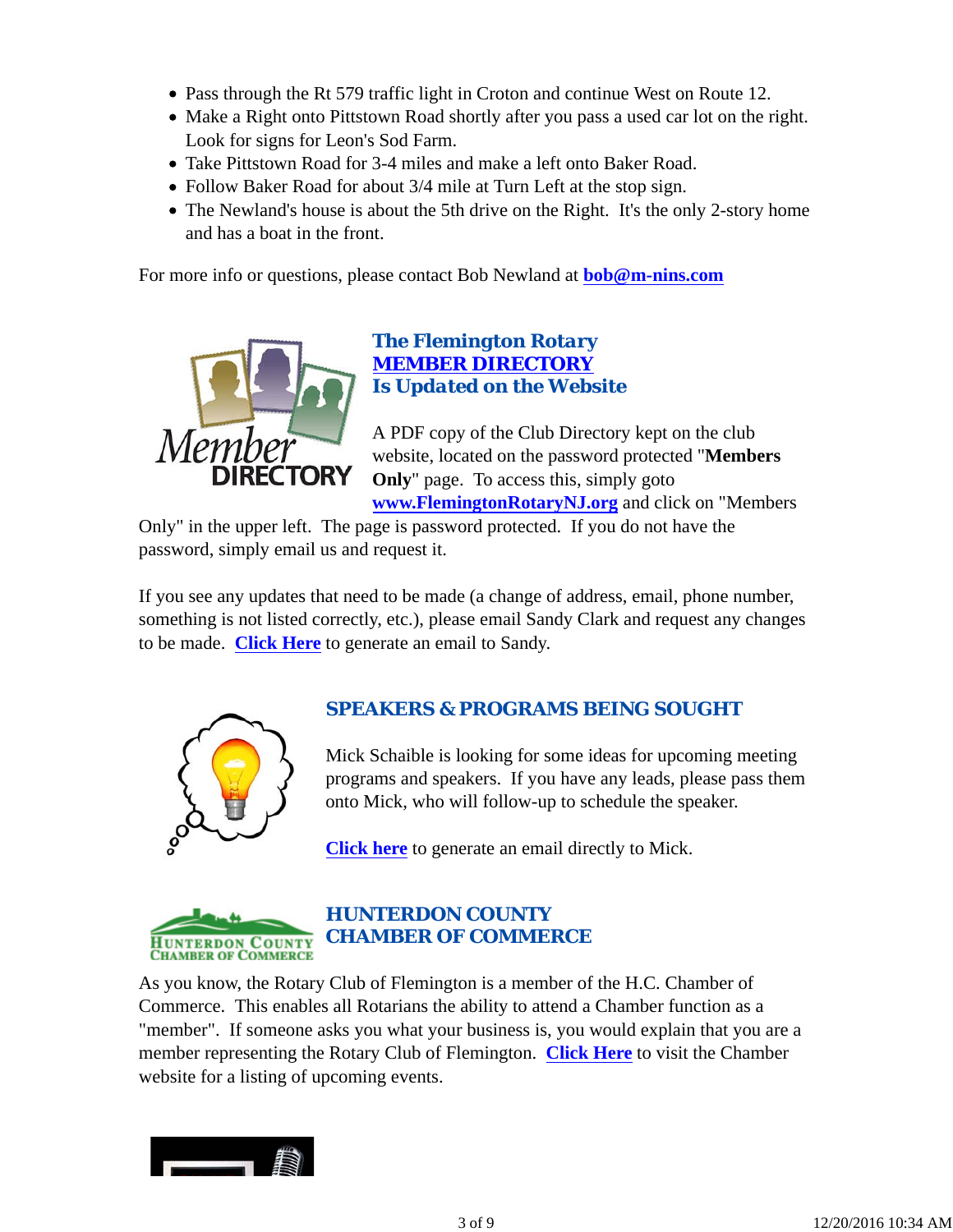- Pass through the Rt 579 traffic light in Croton and continue West on Route 12.
- Make a Right onto Pittstown Road shortly after you pass a used car lot on the right. Look for signs for Leon's Sod Farm.
- Take Pittstown Road for 3-4 miles and make a left onto Baker Road.
- Follow Baker Road for about 3/4 mile at Turn Left at the stop sign.
- The Newland's house is about the 5th drive on the Right. It's the only 2-story home and has a boat in the front.

For more info or questions, please contact Bob Newland at **bob@m-nins.com**

## The Flemington Rotary MEMBER DIRECTORY Is Updated on the Website

A PDF copy of the Club Directory kept on the club website, located on the password protected "**Members Only**" page. To access this, simply goto **www.FlemingtonRotaryNJ.org** and click on "Members Only" in the upper left. The page is password protected. If you do not have the password, simply email us and request it.

If you see any updates that need to be made (a change of address, email, phone number, something is not listed correctly, etc.), please email Sandy Clark and request any changes to be made. **Click Here** to generate an email to Sandy.

## SPEAKERS & PROGRAMS BEING SOUGHT

Mick Schaible is looking for some ideas for upcoming meeting programs and speakers. If you have any leads, please pass them onto Mick, who will follow-up to schedule the speaker.

**Click here** to generate an email directly to Mick.

## HUNTERDON COUNTY CHAMBER OF COMMERCE

As you know, the Rotary Club of Flemington is a member of the H.C. Chamber of Commerce. This enables all Rotarians the ability to attend a Chamber function as a "member". If someone asks you what your business is, you would explain that you are a member representing the Rotary Club of Flemington. **Click Here** to visit the Chamber website for a listing of upcoming events.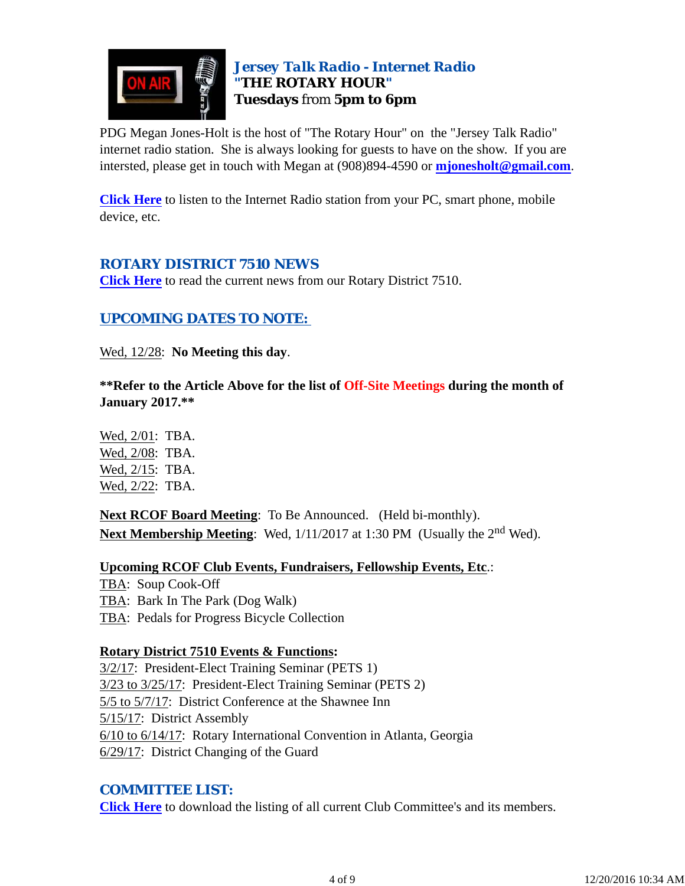## *Jersey Talk Radio - Internet Radio*
**"THE ROTARY HOUR"**
**Tuesdays** from **5pm to 6pm**

PDG Megan Jones-Holt is the host of "The Rotary Hour" on the "Jersey Talk Radio" internet radio station. She is always looking for guests to have on the show. If you are intersted, please get in touch with Megan at (908)894-4590 or **mjonesholt@gmail.com**.

**Click Here** to listen to the Internet Radio station from your PC, smart phone, mobile device, etc.

## ROTARY DISTRICT 7510 NEWS

**Click Here** to read the current news from our Rotary District 7510.

## UPCOMING DATES TO NOTE:

Wed, 12/28: **No Meeting this day**.

****Refer to the Article Above for the list of Off-Site Meetings during the month of January 2017.****

Wed, 2/01: TBA.
Wed, 2/08: TBA.
Wed, 2/15: TBA.
Wed, 2/22: TBA.

**Next RCOF Board Meeting**: To Be Announced. (Held bi-monthly).
**Next Membership Meeting**: Wed, 1/11/2017 at 1:30 PM (Usually the 2nd Wed).

**Upcoming RCOF Club Events, Fundraisers, Fellowship Events, Etc**.:
TBA: Soup Cook-Off
TBA: Bark In The Park (Dog Walk)
TBA: Pedals for Progress Bicycle Collection

**Rotary District 7510 Events & Functions:**
3/2/17: President-Elect Training Seminar (PETS 1)
3/23 to 3/25/17: President-Elect Training Seminar (PETS 2)
5/5 to 5/7/17: District Conference at the Shawnee Inn
5/15/17: District Assembly
6/10 to 6/14/17: Rotary International Convention in Atlanta, Georgia
6/29/17: District Changing of the Guard

## COMMITTEE LIST:

**Click Here** to download the listing of all current Club Committee's and its members.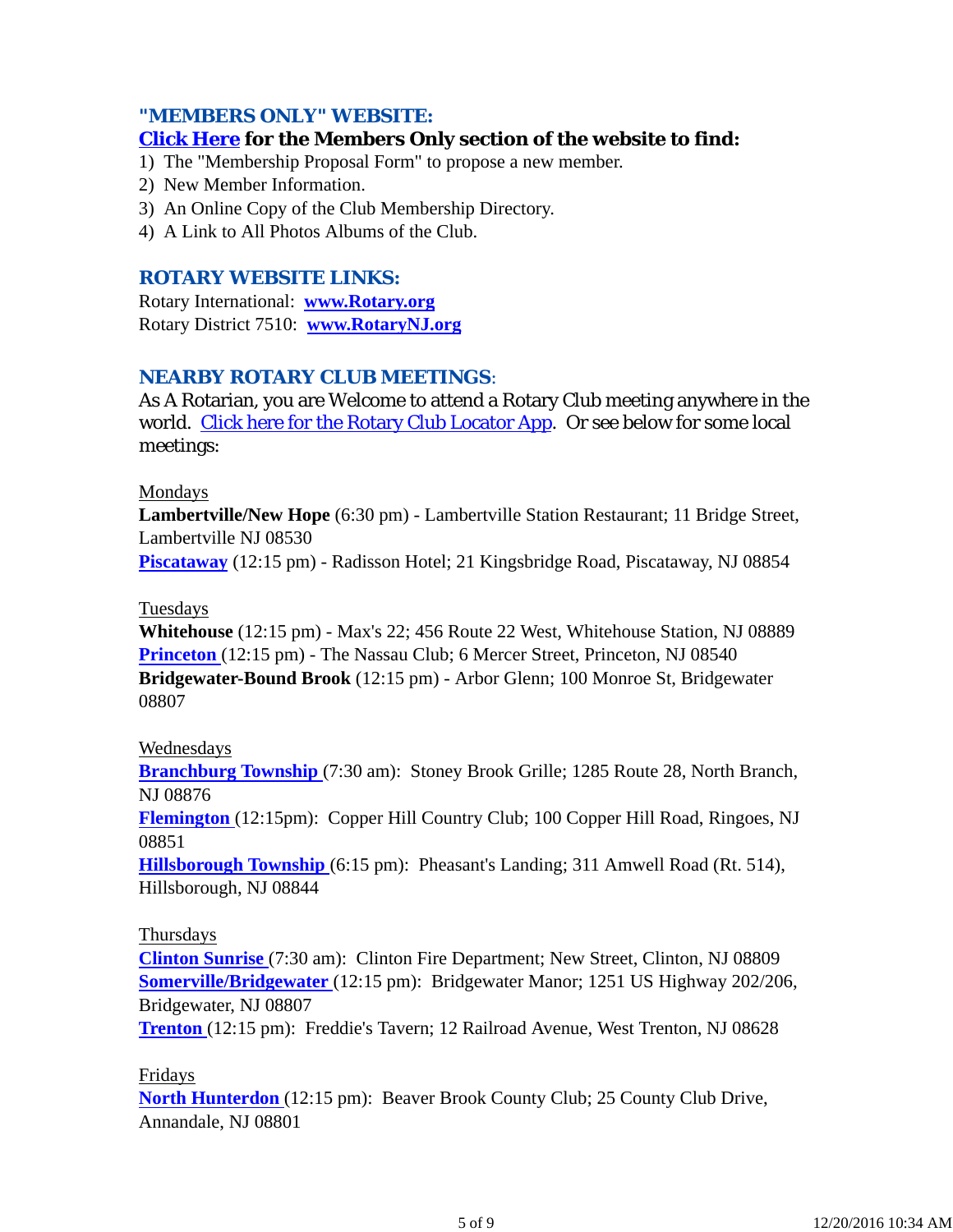### "MEMBERS ONLY" WEBSITE:

**Click Here for the Members Only section of the website to find:**

1) The "Membership Proposal Form" to propose a new member.
2) New Member Information.
3) An Online Copy of the Club Membership Directory.
4) A Link to All Photos Albums of the Club.

### ROTARY WEBSITE LINKS:

Rotary International: **www.Rotary.org**
Rotary District 7510: **www.RotaryNJ.org**

### NEARBY ROTARY CLUB MEETINGS:

As A Rotarian, you are Welcome to attend a Rotary Club meeting anywhere in the world. Click here for the Rotary Club Locator App. Or see below for some local meetings:

Mondays

**Lambertville/New Hope** (6:30 pm) - Lambertville Station Restaurant; 11 Bridge Street, Lambertville NJ 08530
**Piscataway** (12:15 pm) - Radisson Hotel; 21 Kingsbridge Road, Piscataway, NJ 08854

Tuesdays

**Whitehouse** (12:15 pm) - Max's 22; 456 Route 22 West, Whitehouse Station, NJ 08889
**Princeton** (12:15 pm) - The Nassau Club; 6 Mercer Street, Princeton, NJ 08540
**Bridgewater-Bound Brook** (12:15 pm) - Arbor Glenn; 100 Monroe St, Bridgewater 08807

Wednesdays

**Branchburg Township** (7:30 am): Stoney Brook Grille; 1285 Route 28, North Branch, NJ 08876
**Flemington** (12:15pm): Copper Hill Country Club; 100 Copper Hill Road, Ringoes, NJ 08851
**Hillsborough Township** (6:15 pm): Pheasant's Landing; 311 Amwell Road (Rt. 514), Hillsborough, NJ 08844

Thursdays

**Clinton Sunrise** (7:30 am): Clinton Fire Department; New Street, Clinton, NJ 08809
**Somerville/Bridgewater** (12:15 pm): Bridgewater Manor; 1251 US Highway 202/206, Bridgewater, NJ 08807
**Trenton** (12:15 pm): Freddie's Tavern; 12 Railroad Avenue, West Trenton, NJ 08628

Fridays

**North Hunterdon** (12:15 pm): Beaver Brook County Club; 25 County Club Drive, Annandale, NJ 08801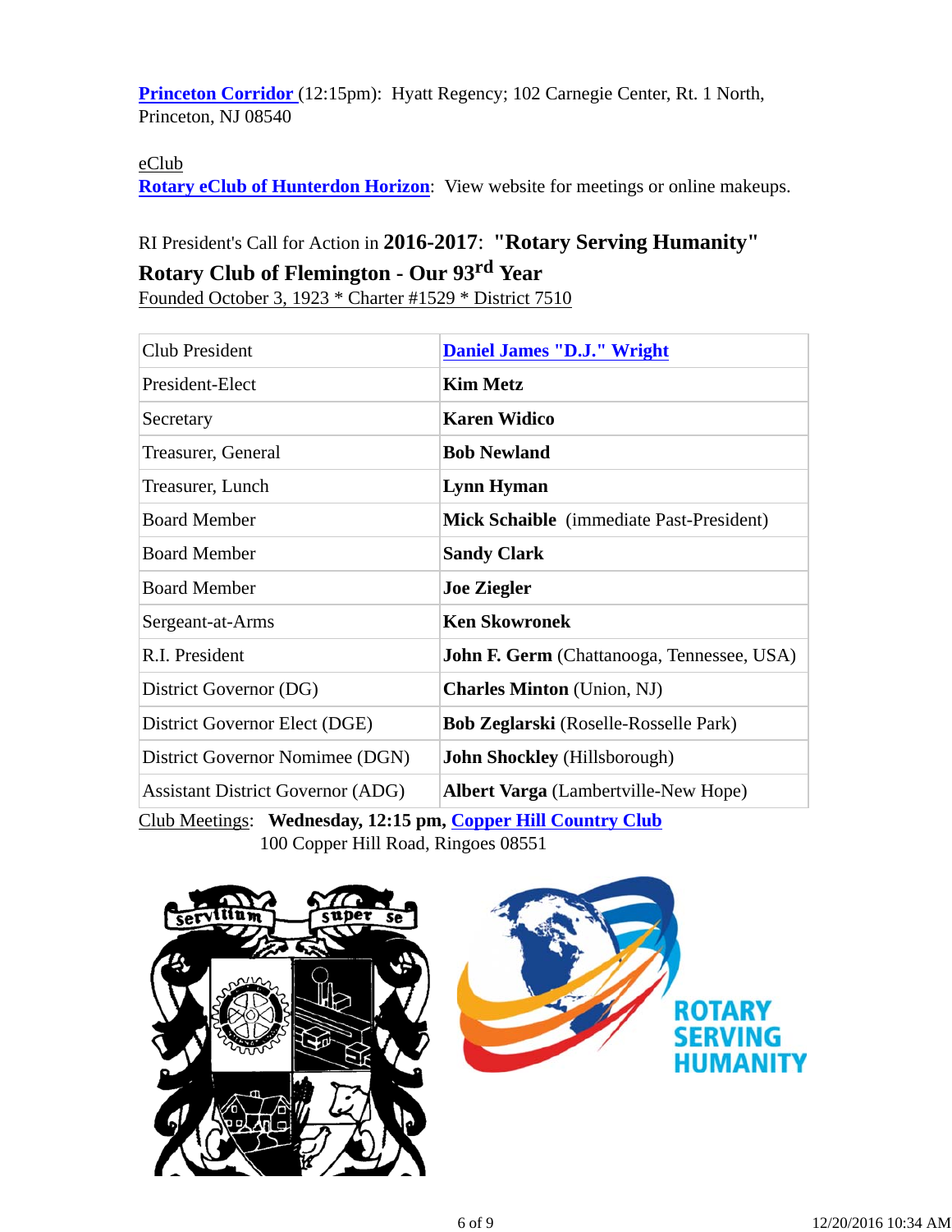**Princeton Corridor** (12:15pm): Hyatt Regency; 102 Carnegie Center, Rt. 1 North, Princeton, NJ 08540

eClub

**Rotary eClub of Hunterdon Horizon**: View website for meetings or online makeups.

RI President's Call for Action in **2016-2017**: **"Rotary Serving Humanity"**

**Rotary Club of Flemington - Our 93rd Year**

Founded October 3, 1923 * Charter #1529 * District 7510

| | |
|---|---|
| Club President | **Daniel James "D.J." Wright** |
| President-Elect | **Kim Metz** |
| Secretary | **Karen Widico** |
| Treasurer, General | **Bob Newland** |
| Treasurer, Lunch | **Lynn Hyman** |
| Board Member | **Mick Schaible** (immediate Past-President) |
| Board Member | **Sandy Clark** |
| Board Member | **Joe Ziegler** |
| Sergeant-at-Arms | **Ken Skowronek** |
| R.I. President | **John F. Germ** (Chattanooga, Tennessee, USA) |
| District Governor (DG) | **Charles Minton** (Union, NJ) |
| District Governor Elect (DGE) | **Bob Zeglarski** (Roselle-Rosselle Park) |
| District Governor Nominee (DGN) | **John Shockley** (Hillsborough) |
| Assistant District Governor (ADG) | **Albert Varga** (Lambertville-New Hope) |

Club Meetings: **Wednesday, 12:15 pm, Copper Hill Country Club**
100 Copper Hill Road, Ringoes 08551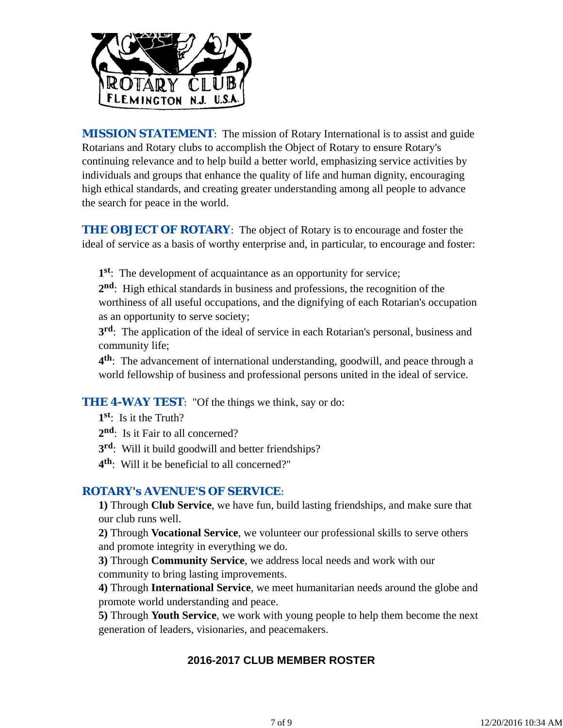**MISSION STATEMENT**: The mission of Rotary International is to assist and guide Rotarians and Rotary clubs to accomplish the Object of Rotary to ensure Rotary's continuing relevance and to help build a better world, emphasizing service activities by individuals and groups that enhance the quality of life and human dignity, encouraging high ethical standards, and creating greater understanding among all people to advance the search for peace in the world.

**THE OBJECT OF ROTARY**: The object of Rotary is to encourage and foster the ideal of service as a basis of worthy enterprise and, in particular, to encourage and foster:

**1st**: The development of acquaintance as an opportunity for service;
**2nd**: High ethical standards in business and professions, the recognition of the worthiness of all useful occupations, and the dignifying of each Rotarian's occupation as an opportunity to serve society;
**3rd**: The application of the ideal of service in each Rotarian's personal, business and community life;
**4th**: The advancement of international understanding, goodwill, and peace through a world fellowship of business and professional persons united in the ideal of service.

**THE 4-WAY TEST**: "Of the things we think, say or do:
**1st**: Is it the Truth?
**2nd**: Is it Fair to all concerned?
**3rd**: Will it build goodwill and better friendships?
**4th**: Will it be beneficial to all concerned?"

**ROTARY's AVENUE'S OF SERVICE**:
**1)** Through **Club Service**, we have fun, build lasting friendships, and make sure that our club runs well.
**2)** Through **Vocational Service**, we volunteer our professional skills to serve others and promote integrity in everything we do.
**3)** Through **Community Service**, we address local needs and work with our community to bring lasting improvements.
**4)** Through **International Service**, we meet humanitarian needs around the globe and promote world understanding and peace.
**5)** Through **Youth Service**, we work with young people to help them become the next generation of leaders, visionaries, and peacemakers.

## 2016-2017 CLUB MEMBER ROSTER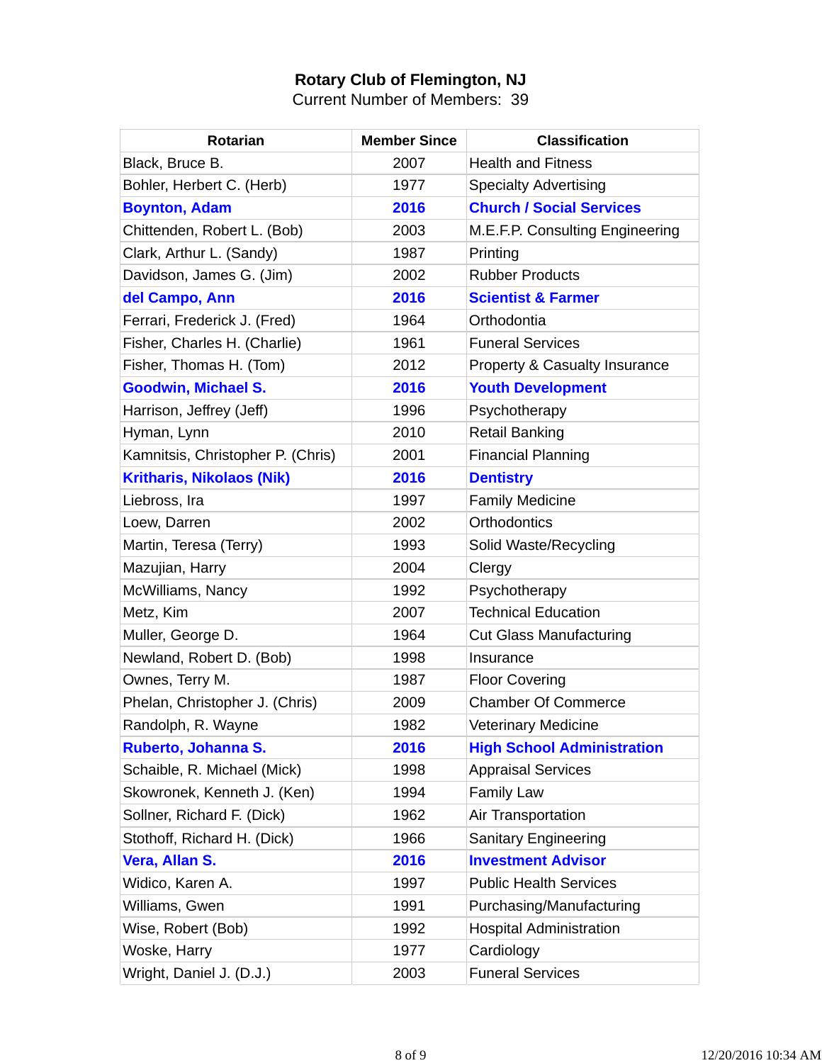**Rotary Club of Flemington, NJ**

Current Number of Members: 39

| Rotarian | Member Since | Classification |
|---|---|---|
| Black, Bruce B. | 2007 | Health and Fitness |
| Bohler, Herbert C. (Herb) | 1977 | Specialty Advertising |
| **Boynton, Adam** | **2016** | **Church / Social Services** |
| Chittenden, Robert L. (Bob) | 2003 | M.E.F.P. Consulting Engineering |
| Clark, Arthur L. (Sandy) | 1987 | Printing |
| Davidson, James G. (Jim) | 2002 | Rubber Products |
| **del Campo, Ann** | **2016** | **Scientist & Farmer** |
| Ferrari, Frederick J. (Fred) | 1964 | Orthodontia |
| Fisher, Charles H. (Charlie) | 1961 | Funeral Services |
| Fisher, Thomas H. (Tom) | 2012 | Property & Casualty Insurance |
| **Goodwin, Michael S.** | **2016** | **Youth Development** |
| Harrison, Jeffrey (Jeff) | 1996 | Psychotherapy |
| Hyman, Lynn | 2010 | Retail Banking |
| Kamnitsis, Christopher P. (Chris) | 2001 | Financial Planning |
| **Kritharis, Nikolaos (Nik)** | **2016** | **Dentistry** |
| Liebross, Ira | 1997 | Family Medicine |
| Loew, Darren | 2002 | Orthodontics |
| Martin, Teresa (Terry) | 1993 | Solid Waste/Recycling |
| Mazujian, Harry | 2004 | Clergy |
| McWilliams, Nancy | 1992 | Psychotherapy |
| Metz, Kim | 2007 | Technical Education |
| Muller, George D. | 1964 | Cut Glass Manufacturing |
| Newland, Robert D. (Bob) | 1998 | Insurance |
| Ownes, Terry M. | 1987 | Floor Covering |
| Phelan, Christopher J. (Chris) | 2009 | Chamber Of Commerce |
| Randolph, R. Wayne | 1982 | Veterinary Medicine |
| **Ruberto, Johanna S.** | **2016** | **High School Administration** |
| Schaible, R. Michael (Mick) | 1998 | Appraisal Services |
| Skowronek, Kenneth J. (Ken) | 1994 | Family Law |
| Sollner, Richard F. (Dick) | 1962 | Air Transportation |
| Stothoff, Richard H. (Dick) | 1966 | Sanitary Engineering |
| **Vera, Allan S.** | **2016** | **Investment Advisor** |
| Widico, Karen A. | 1997 | Public Health Services |
| Williams, Gwen | 1991 | Purchasing/Manufacturing |
| Wise, Robert (Bob) | 1992 | Hospital Administration |
| Woske, Harry | 1977 | Cardiology |
| Wright, Daniel J. (D.J.) | 2003 | Funeral Services |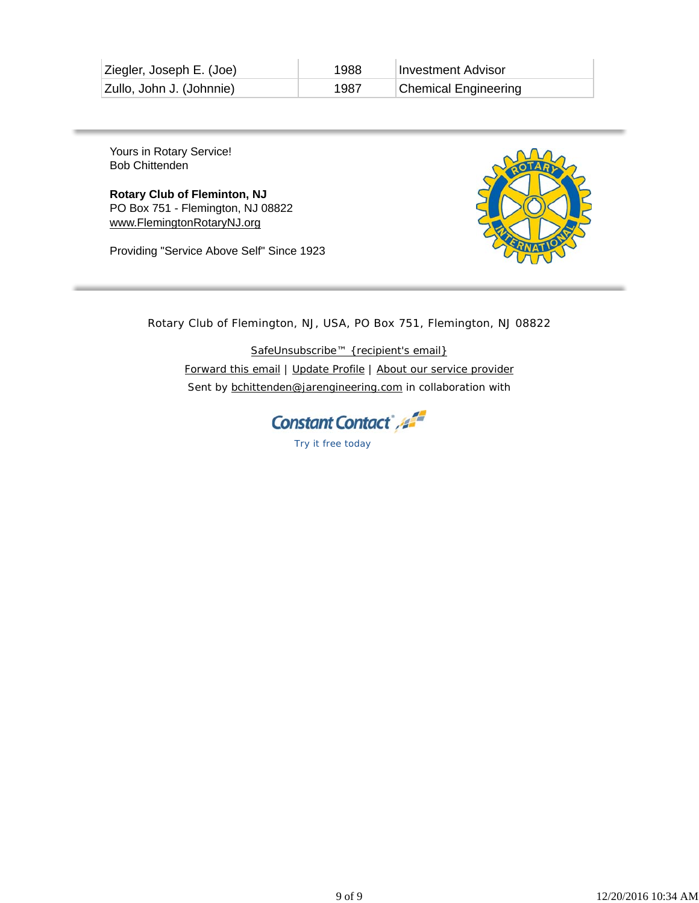| | | |
|---|---|---|
| Ziegler, Joseph E. (Joe) | 1988 | Investment Advisor |
| Zullo, John J. (Johnnie) | 1987 | Chemical Engineering |

Yours in Rotary Service!
Bob Chittenden

**Rotary Club of Fleminton, NJ**
PO Box 751 - Flemington, NJ 08822
www.FlemingtonRotaryNJ.org

Providing "Service Above Self" Since 1923

Rotary Club of Flemington, NJ, USA, PO Box 751, Flemington, NJ 08822

SafeUnsubscribe™ {recipient's email}

Forward this email | Update Profile | About our service provider

Sent by bchittenden@jarengineering.com in collaboration with

Constant Contact

Try it free today